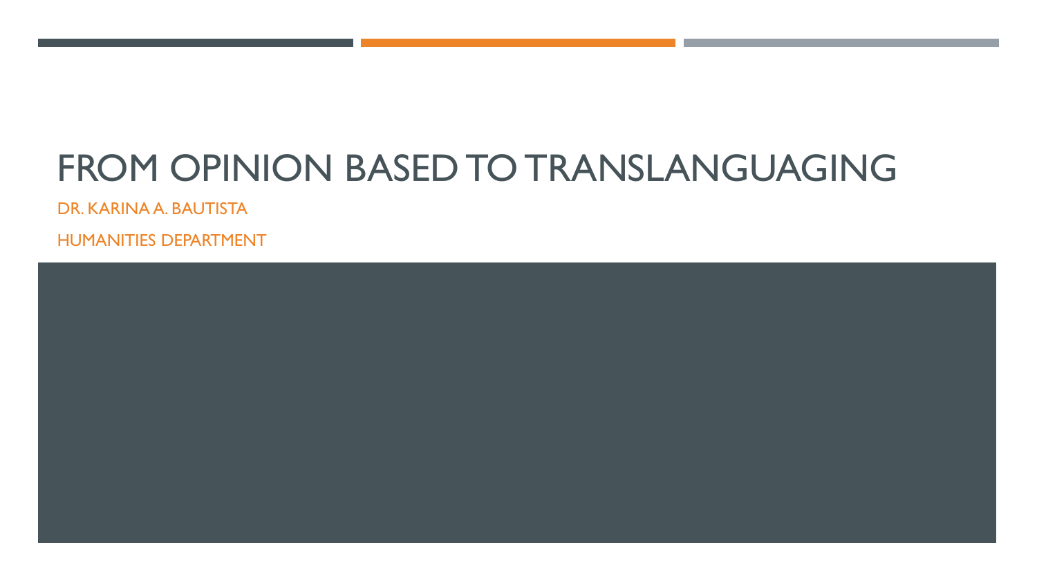# FROM OPINION BASED TO TRANSLANGUAGING

DR. KARINA A. BAUTISTA

HUMANITIES DEPARTMENT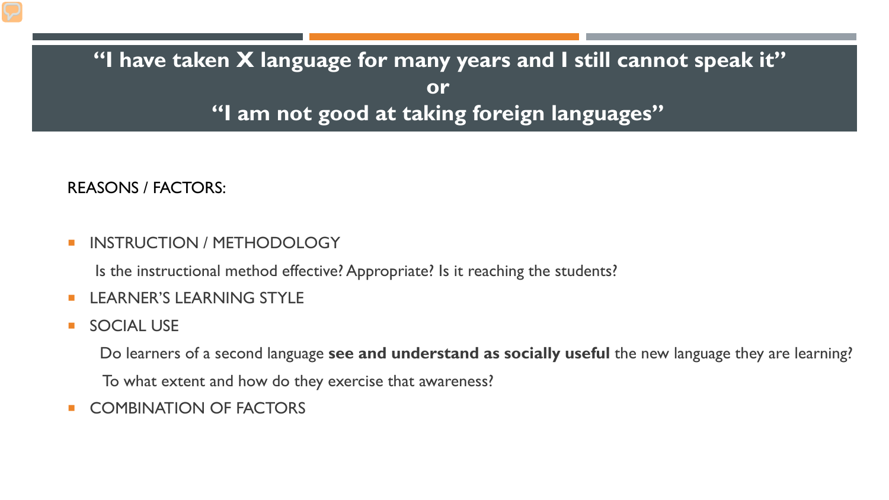# "I have taken X language for many years and I still cannot speak it" or "I am not good at taking foreign languages"

REASONS / FACTORS:

- INSTRUCTION / METHODOLOGY

  Is the instructional method effective? Appropriate? Is it reaching the students?

- LEARNER'S LEARNING STYLE
- SOCIAL USE

  Do learners of a second language **see and understand as socially useful** the new language they are learning?

  To what extent and how do they exercise that awareness?

- COMBINATION OF FACTORS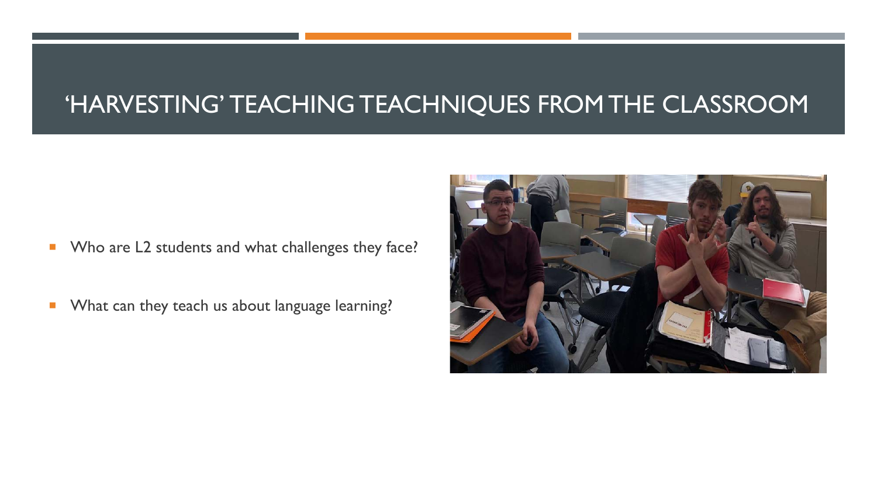# 'HARVESTING' TEACHING TEACHNIQUES FROM THE CLASSROOM

- Who are L2 students and what challenges they face?
- What can they teach us about language learning?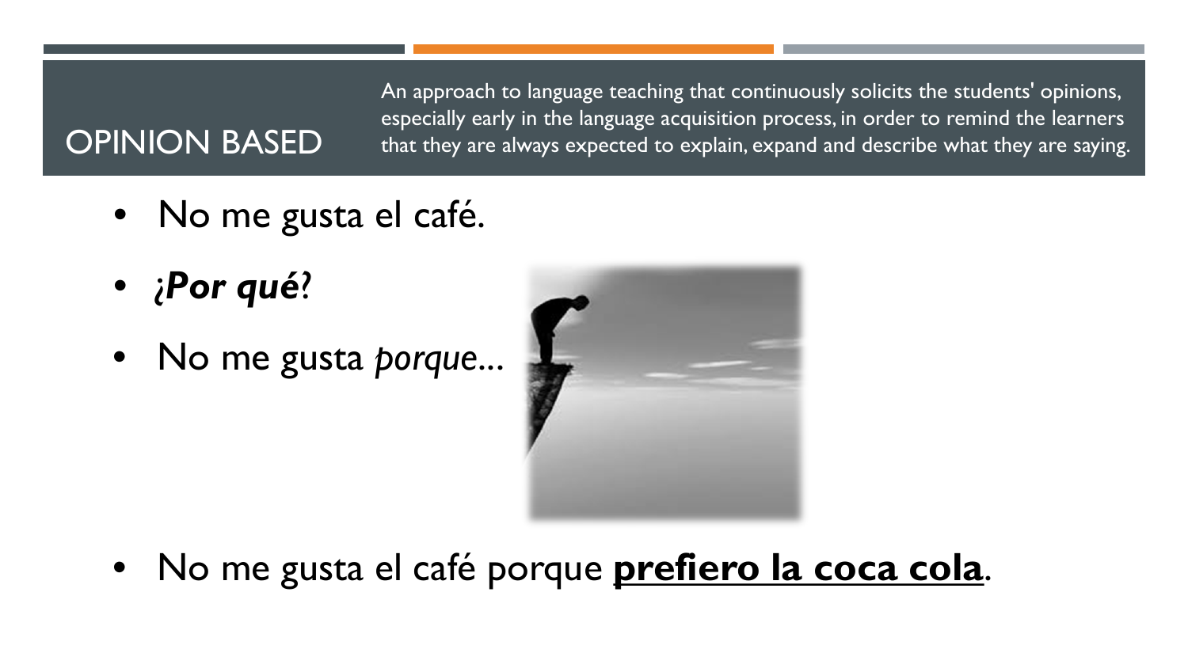## OPINION BASED

An approach to language teaching that continuously solicits the students' opinions, especially early in the language acquisition process, in order to remind the learners that they are always expected to explain, expand and describe what they are saying.

- No me gusta el café.
- ¿***Por qué***?
- No me gusta *porque*...
- No me gusta el café porque **<u>prefiero la coca cola</u>**.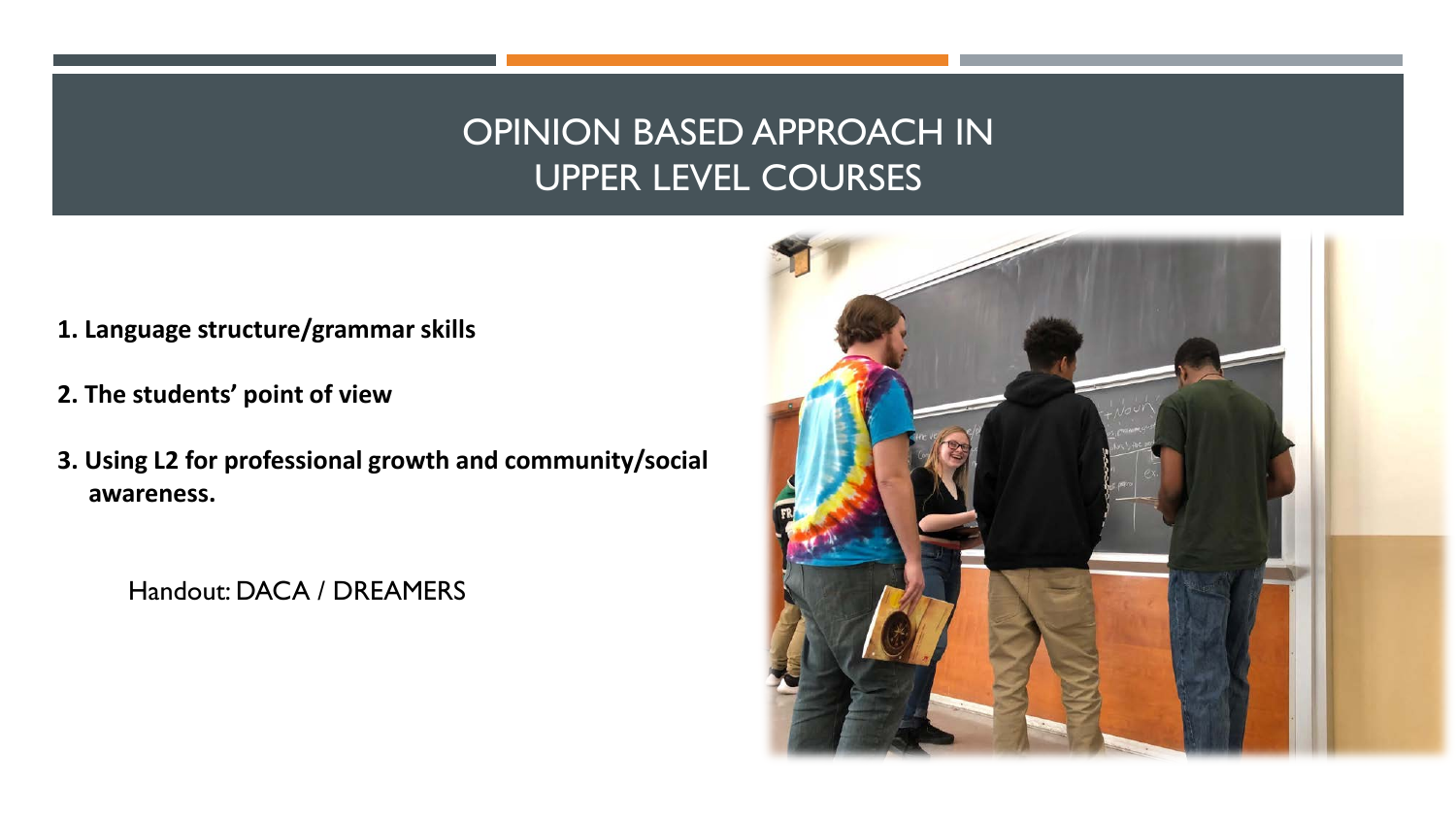# OPINION BASED APPROACH IN UPPER LEVEL COURSES

1. **Language structure/grammar skills**
2. **The students' point of view**
3. **Using L2 for professional growth and community/social awareness.**

Handout: DACA / DREAMERS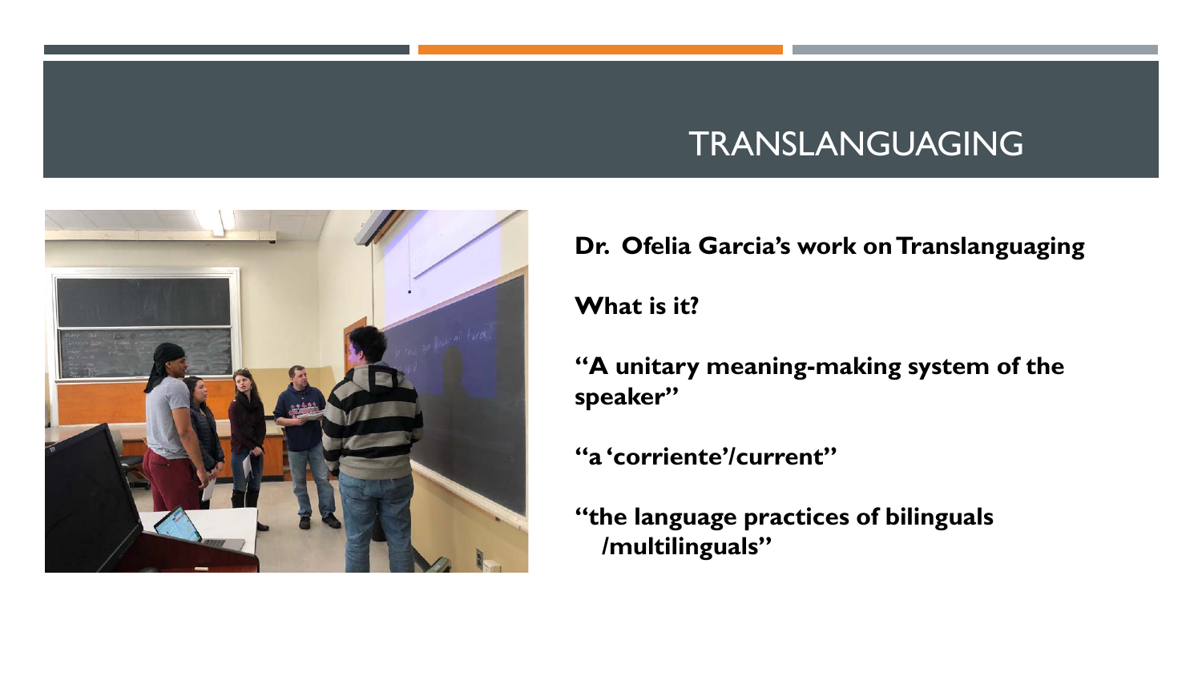# TRANSLANGUAGING

**Dr. Ofelia Garcia's work on Translanguaging**

**What is it?**

**"A unitary meaning-making system of the speaker"**

**"a 'corriente'/current"**

**"the language practices of bilinguals /multilinguals"**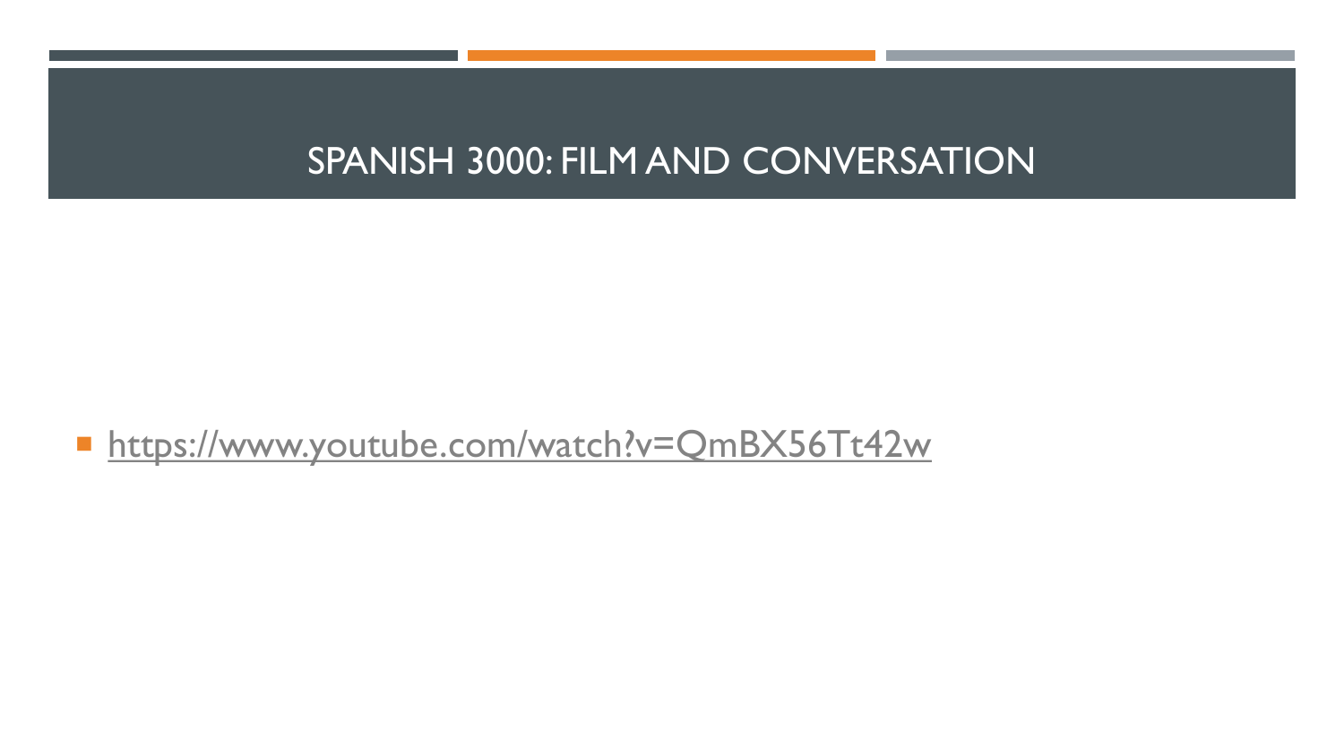# SPANISH 3000: FILM AND CONVERSATION

- https://www.youtube.com/watch?v=QmBX56Tt42w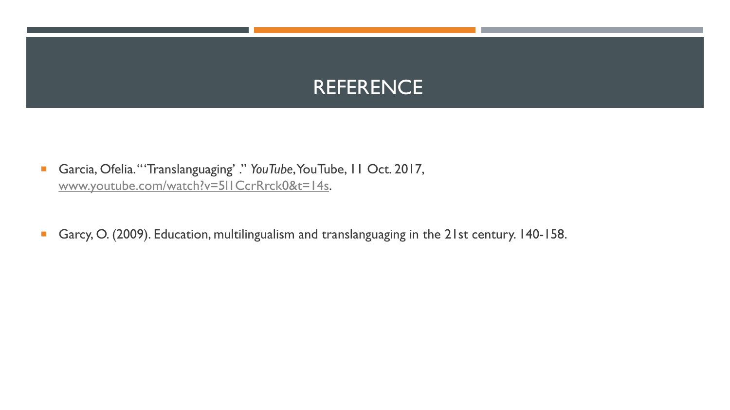# REFERENCE

- Garcia, Ofelia. "'Translanguaging' ." *YouTube*, YouTube, 11 Oct. 2017, www.youtube.com/watch?v=511CcrRrck0&t=14s.

- Garcy, O. (2009). Education, multilingualism and translanguaging in the 21st century. 140-158.